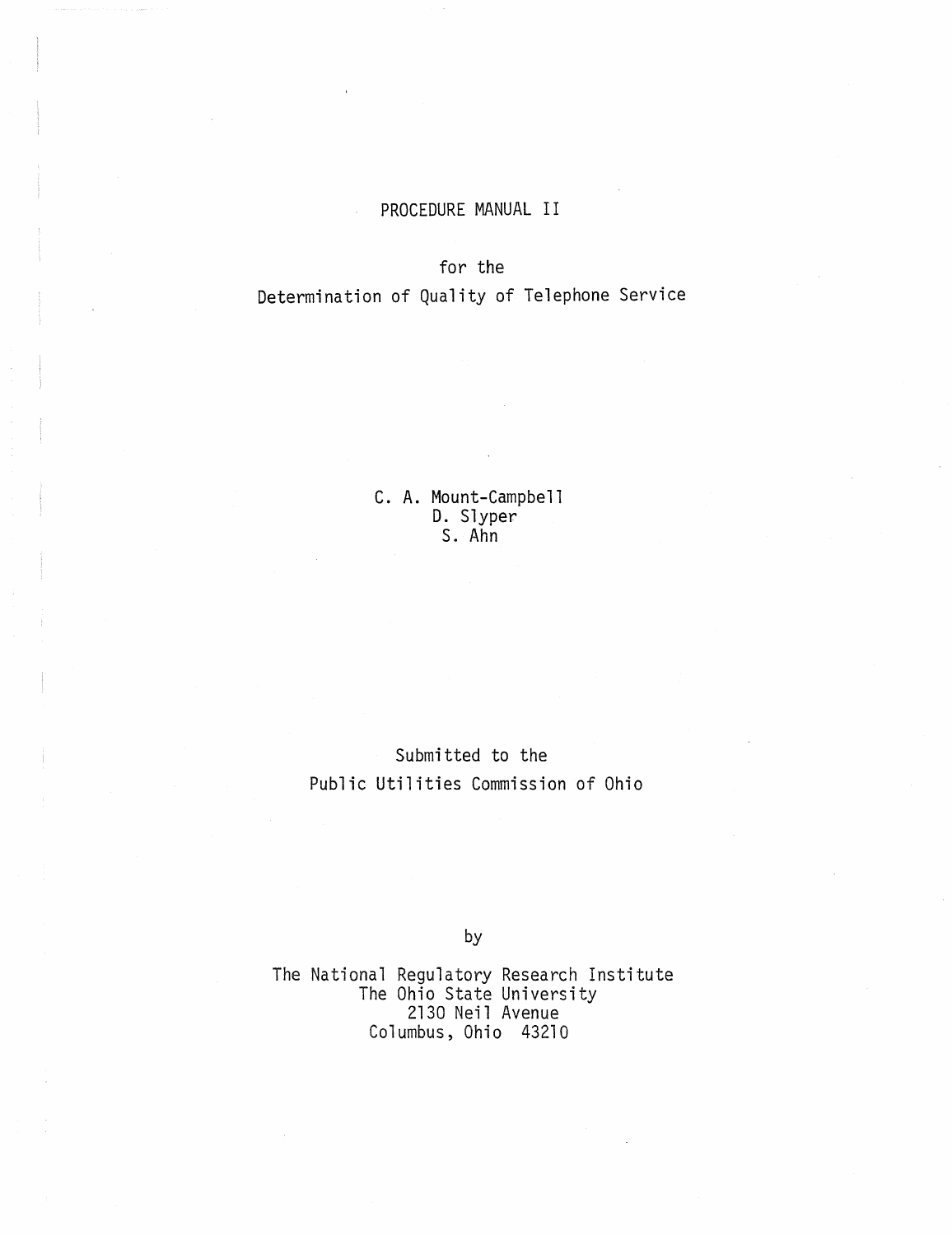# PROCEDURE MANUAL II

for the

Determination of Quality of Telephone Service

C. A. Mount-Campbell
D. Slyper
S. Ahn

Submitted to the
Public Utilities Commission of Ohio

by

The National Regulatory Research Institute
The Ohio State University
2130 Neil Avenue
Columbus, Ohio 43210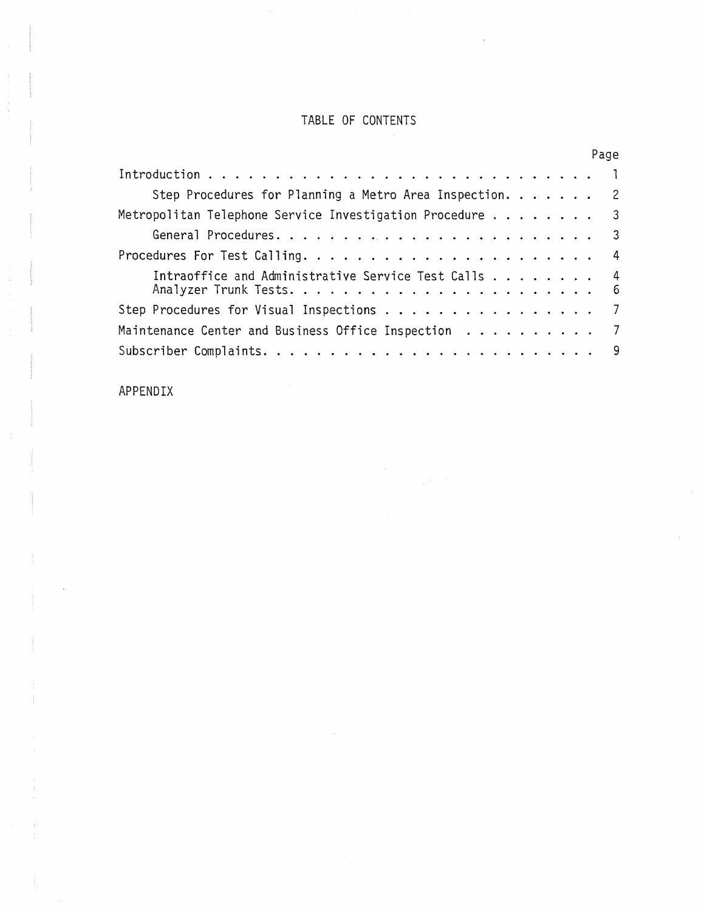# TABLE OF CONTENTS

| | Page |
|---|---|
| Introduction | 1 |
| Step Procedures for Planning a Metro Area Inspection | 2 |
| Metropolitan Telephone Service Investigation Procedure | 3 |
| General Procedures | 3 |
| Procedures For Test Calling | 4 |
| Intraoffice and Administrative Service Test Calls | 4 |
| Analyzer Trunk Tests | 6 |
| Step Procedures for Visual Inspections | 7 |
| Maintenance Center and Business Office Inspection | 7 |
| Subscriber Complaints | 9 |

APPENDIX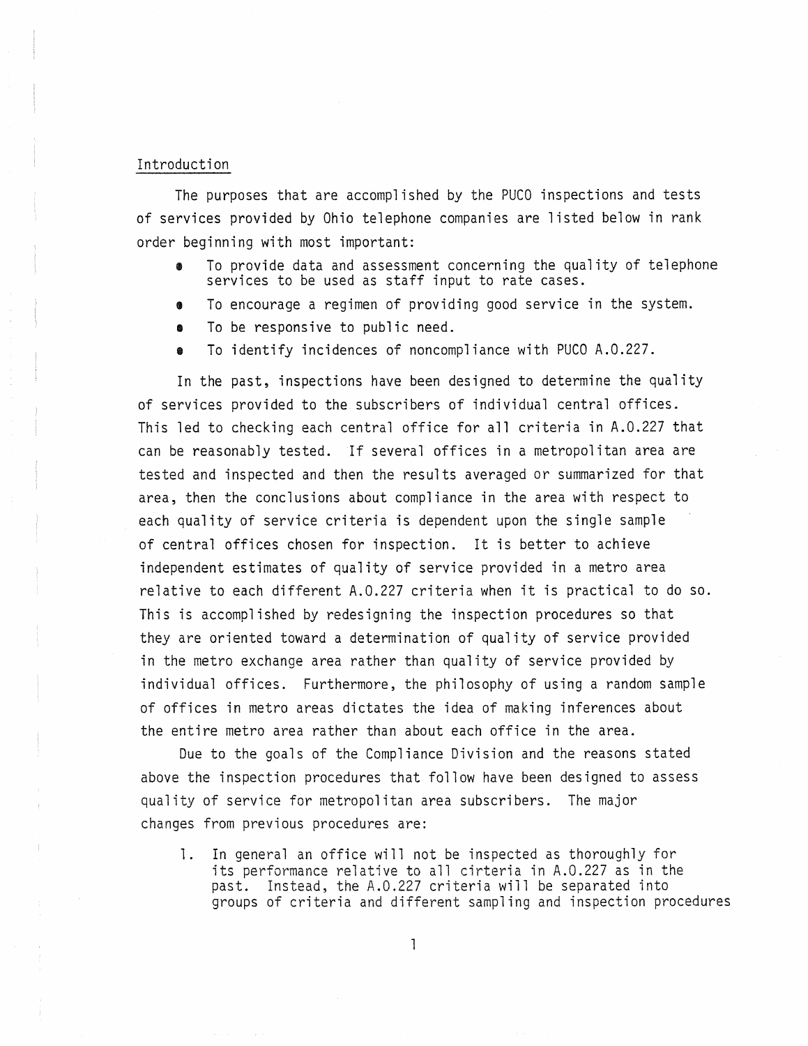## Introduction

The purposes that are accomplished by the PUCO inspections and tests of services provided by Ohio telephone companies are listed below in rank order beginning with most important:

- To provide data and assessment concerning the quality of telephone services to be used as staff input to rate cases.
- To encourage a regimen of providing good service in the system.
- To be responsive to public need.
- To identify incidences of noncompliance with PUCO A.O.227.

In the past, inspections have been designed to determine the quality of services provided to the subscribers of individual central offices. This led to checking each central office for all criteria in A.O.227 that can be reasonably tested. If several offices in a metropolitan area are tested and inspected and then the results averaged or summarized for that area, then the conclusions about compliance in the area with respect to each quality of service criteria is dependent upon the single sample of central offices chosen for inspection. It is better to achieve independent estimates of quality of service provided in a metro area relative to each different A.O.227 criteria when it is practical to do so. This is accomplished by redesigning the inspection procedures so that they are oriented toward a determination of quality of service provided in the metro exchange area rather than quality of service provided by individual offices. Furthermore, the philosophy of using a random sample of offices in metro areas dictates the idea of making inferences about the entire metro area rather than about each office in the area.

Due to the goals of the Compliance Division and the reasons stated above the inspection procedures that follow have been designed to assess quality of service for metropolitan area subscribers. The major changes from previous procedures are:

1. In general an office will not be inspected as thoroughly for its performance relative to all cirteria in A.O.227 as in the past. Instead, the A.O.227 criteria will be separated into groups of criteria and different sampling and inspection procedures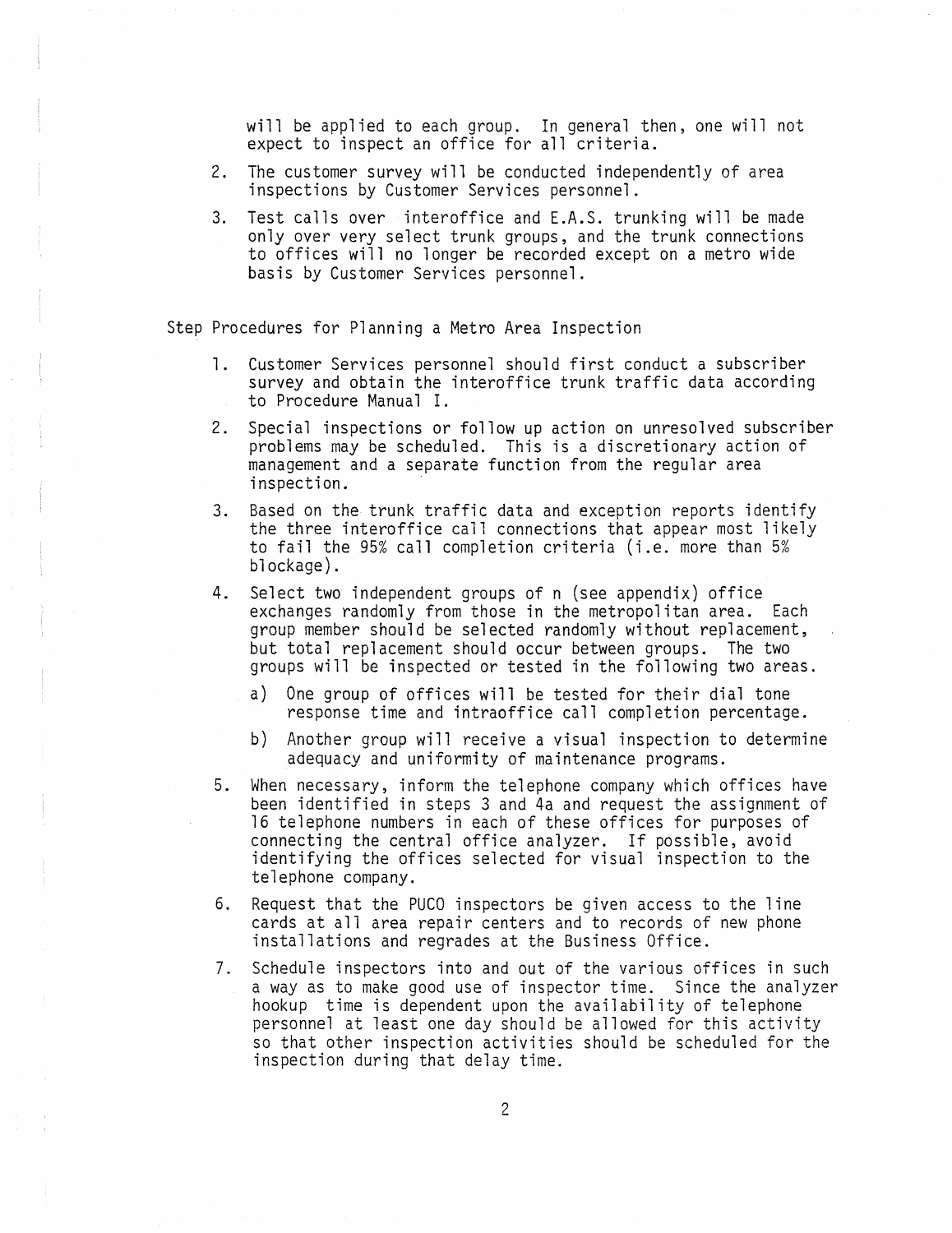will be applied to each group. In general then, one will not expect to inspect an office for all criteria.

2. The customer survey will be conducted independently of area inspections by Customer Services personnel.

3. Test calls over interoffice and E.A.S. trunking will be made only over very select trunk groups, and the trunk connections to offices will no longer be recorded except on a metro wide basis by Customer Services personnel.

Step Procedures for Planning a Metro Area Inspection

1. Customer Services personnel should first conduct a subscriber survey and obtain the interoffice trunk traffic data according to Procedure Manual I.

2. Special inspections or follow up action on unresolved subscriber problems may be scheduled. This is a discretionary action of management and a separate function from the regular area inspection.

3. Based on the trunk traffic data and exception reports identify the three interoffice call connections that appear most likely to fail the 95% call completion criteria (i.e. more than 5% blockage).

4. Select two independent groups of n (see appendix) office exchanges randomly from those in the metropolitan area. Each group member should be selected randomly without replacement, but total replacement should occur between groups. The two groups will be inspected or tested in the following two areas.

   a) One group of offices will be tested for their dial tone response time and intraoffice call completion percentage.

   b) Another group will receive a visual inspection to determine adequacy and uniformity of maintenance programs.

5. When necessary, inform the telephone company which offices have been identified in steps 3 and 4a and request the assignment of 16 telephone numbers in each of these offices for purposes of connecting the central office analyzer. If possible, avoid identifying the offices selected for visual inspection to the telephone company.

6. Request that the PUCO inspectors be given access to the line cards at all area repair centers and to records of new phone installations and regrades at the Business Office.

7. Schedule inspectors into and out of the various offices in such a way as to make good use of inspector time. Since the analyzer hookup time is dependent upon the availability of telephone personnel at least one day should be allowed for this activity so that other inspection activities should be scheduled for the inspection during that delay time.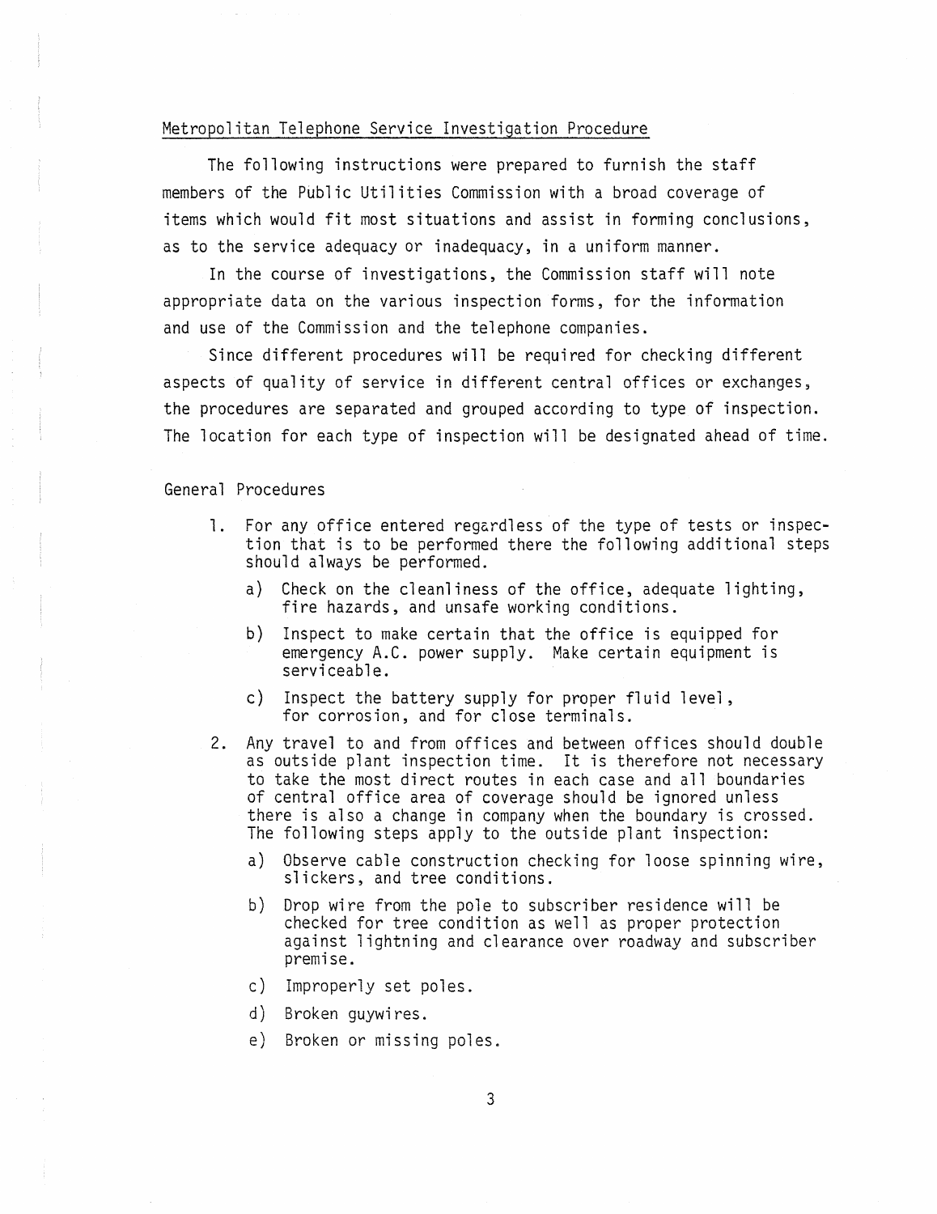## Metropolitan Telephone Service Investigation Procedure

The following instructions were prepared to furnish the staff members of the Public Utilities Commission with a broad coverage of items which would fit most situations and assist in forming conclusions, as to the service adequacy or inadequacy, in a uniform manner.

In the course of investigations, the Commission staff will note appropriate data on the various inspection forms, for the information and use of the Commission and the telephone companies.

Since different procedures will be required for checking different aspects of quality of service in different central offices or exchanges, the procedures are separated and grouped according to type of inspection. The location for each type of inspection will be designated ahead of time.

### General Procedures

1. For any office entered regardless of the type of tests or inspection that is to be performed there the following additional steps should always be performed.
   a) Check on the cleanliness of the office, adequate lighting, fire hazards, and unsafe working conditions.
   b) Inspect to make certain that the office is equipped for emergency A.C. power supply. Make certain equipment is serviceable.
   c) Inspect the battery supply for proper fluid level, for corrosion, and for close terminals.
2. Any travel to and from offices and between offices should double as outside plant inspection time. It is therefore not necessary to take the most direct routes in each case and all boundaries of central office area of coverage should be ignored unless there is also a change in company when the boundary is crossed. The following steps apply to the outside plant inspection:
   a) Observe cable construction checking for loose spinning wire, slickers, and tree conditions.
   b) Drop wire from the pole to subscriber residence will be checked for tree condition as well as proper protection against lightning and clearance over roadway and subscriber premise.
   c) Improperly set poles.
   d) Broken guywires.
   e) Broken or missing poles.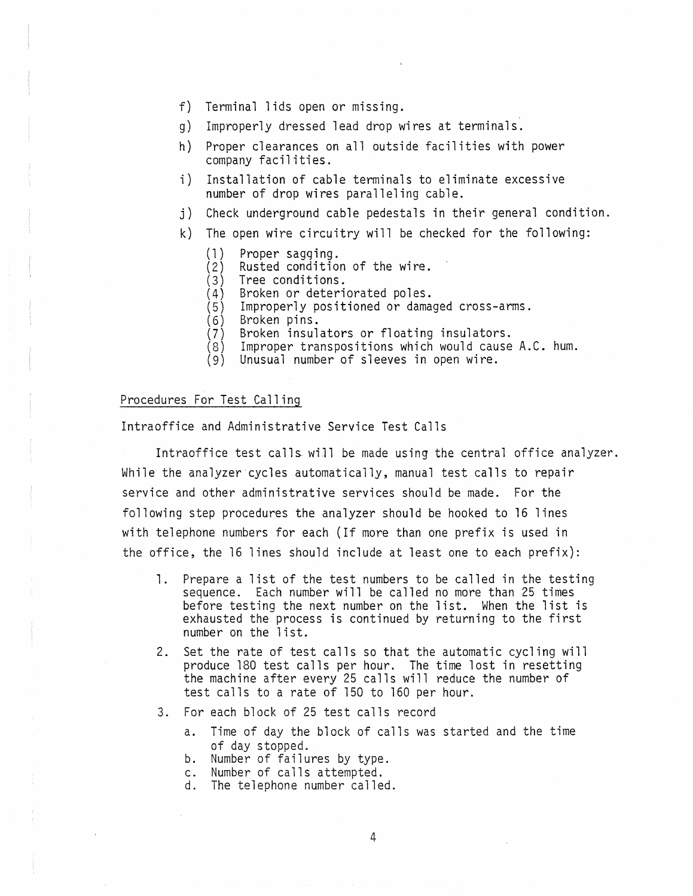f) Terminal lids open or missing.

g) Improperly dressed lead drop wires at terminals.

h) Proper clearances on all outside facilities with power company facilities.

i) Installation of cable terminals to eliminate excessive number of drop wires paralleling cable.

j) Check underground cable pedestals in their general condition.

k) The open wire circuitry will be checked for the following:

   (1) Proper sagging.
   (2) Rusted condition of the wire.
   (3) Tree conditions.
   (4) Broken or deteriorated poles.
   (5) Improperly positioned or damaged cross-arms.
   (6) Broken pins.
   (7) Broken insulators or floating insulators.
   (8) Improper transpositions which would cause A.C. hum.
   (9) Unusual number of sleeves in open wire.

## Procedures For Test Calling

### Intraoffice and Administrative Service Test Calls

Intraoffice test calls will be made using the central office analyzer. While the analyzer cycles automatically, manual test calls to repair service and other administrative services should be made. For the following step procedures the analyzer should be hooked to 16 lines with telephone numbers for each (If more than one prefix is used in the office, the 16 lines should include at least one to each prefix):

1. Prepare a list of the test numbers to be called in the testing sequence. Each number will be called no more than 25 times before testing the next number on the list. When the list is exhausted the process is continued by returning to the first number on the list.

2. Set the rate of test calls so that the automatic cycling will produce 180 test calls per hour. The time lost in resetting the machine after every 25 calls will reduce the number of test calls to a rate of 150 to 160 per hour.

3. For each block of 25 test calls record

   a. Time of day the block of calls was started and the time of day stopped.
   b. Number of failures by type.
   c. Number of calls attempted.
   d. The telephone number called.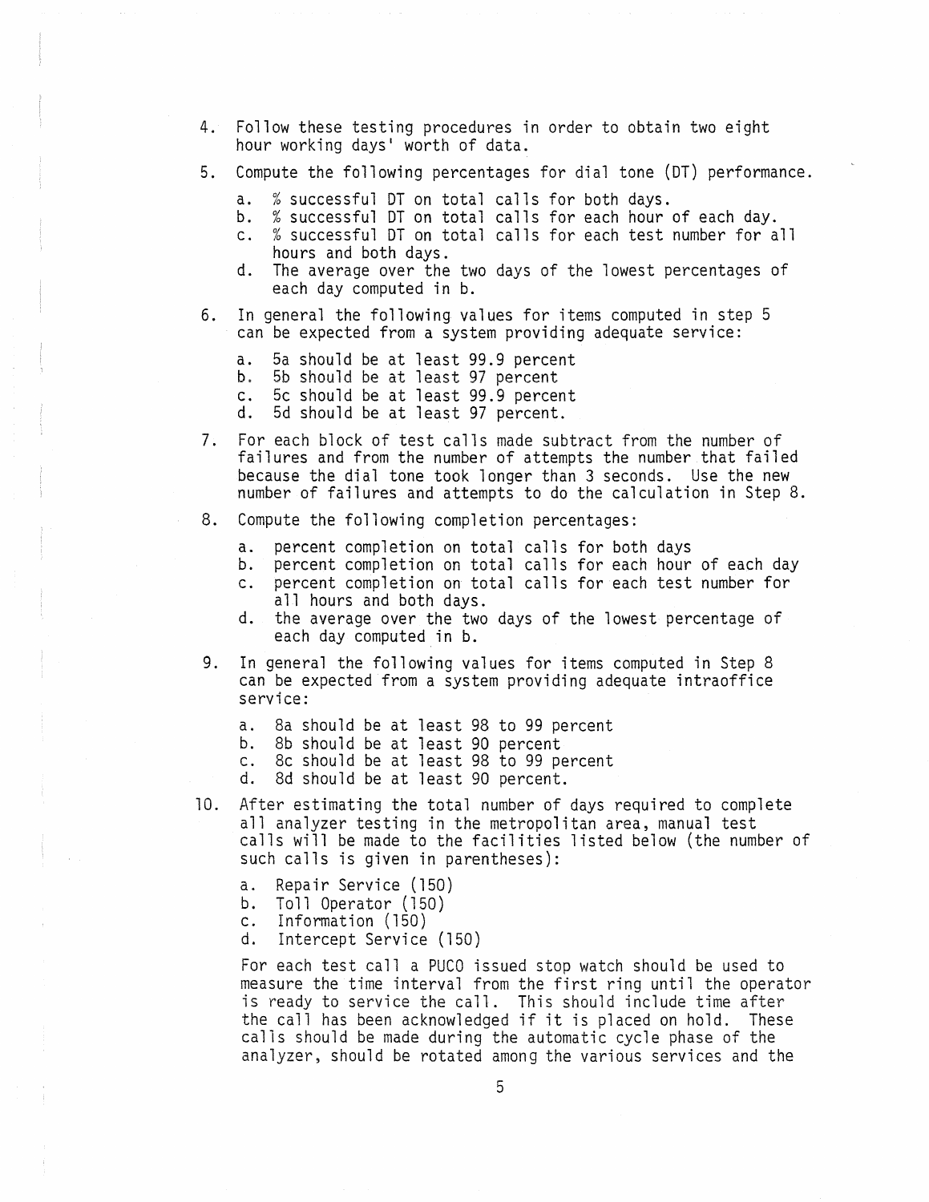4. Follow these testing procedures in order to obtain two eight hour working days' worth of data.

5. Compute the following percentages for dial tone (DT) performance.

   a. % successful DT on total calls for both days.
   b. % successful DT on total calls for each hour of each day.
   c. % successful DT on total calls for each test number for all hours and both days.
   d. The average over the two days of the lowest percentages of each day computed in b.

6. In general the following values for items computed in step 5 can be expected from a system providing adequate service:

   a. 5a should be at least 99.9 percent
   b. 5b should be at least 97 percent
   c. 5c should be at least 99.9 percent
   d. 5d should be at least 97 percent.

7. For each block of test calls made subtract from the number of failures and from the number of attempts the number that failed because the dial tone took longer than 3 seconds. Use the new number of failures and attempts to do the calculation in Step 8.

8. Compute the following completion percentages:

   a. percent completion on total calls for both days
   b. percent completion on total calls for each hour of each day
   c. percent completion on total calls for each test number for all hours and both days.
   d. the average over the two days of the lowest percentage of each day computed in b.

9. In general the following values for items computed in Step 8 can be expected from a system providing adequate intraoffice service:

   a. 8a should be at least 98 to 99 percent
   b. 8b should be at least 90 percent
   c. 8c should be at least 98 to 99 percent
   d. 8d should be at least 90 percent.

10. After estimating the total number of days required to complete all analyzer testing in the metropolitan area, manual test calls will be made to the facilities listed below (the number of such calls is given in parentheses):

    a. Repair Service (150)
    b. Toll Operator (150)
    c. Information (150)
    d. Intercept Service (150)

    For each test call a PUCO issued stop watch should be used to measure the time interval from the first ring until the operator is ready to service the call. This should include time after the call has been acknowledged if it is placed on hold. These calls should be made during the automatic cycle phase of the analyzer, should be rotated among the various services and the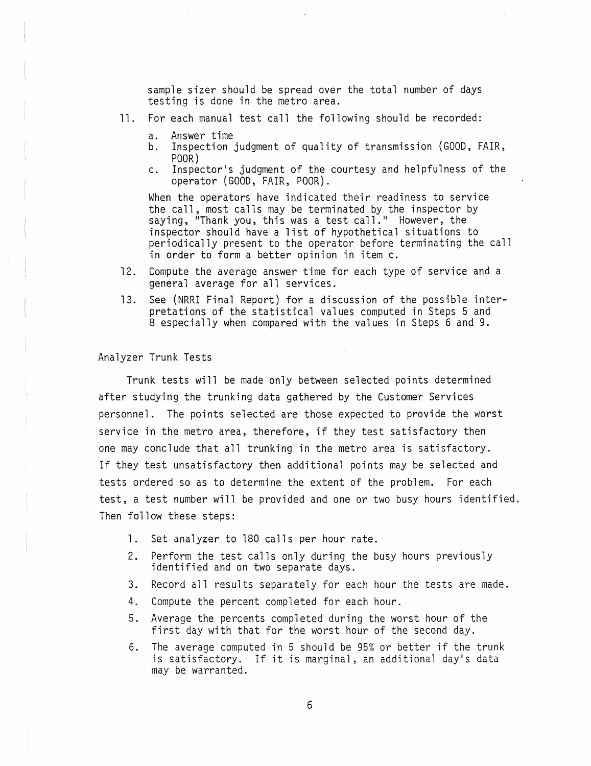sample sizer should be spread over the total number of days testing is done in the metro area.

11. For each manual test call the following should be recorded:

    a. Answer time
    b. Inspection judgment of quality of transmission (GOOD, FAIR, POOR)
    c. Inspector's judgment of the courtesy and helpfulness of the operator (GOOD, FAIR, POOR).

    When the operators have indicated their readiness to service the call, most calls may be terminated by the inspector by saying, "Thank you, this was a test call." However, the inspector should have a list of hypothetical situations to periodically present to the operator before terminating the call in order to form a better opinion in item c.

12. Compute the average answer time for each type of service and a general average for all services.

13. See (NRRI Final Report) for a discussion of the possible interpretations of the statistical values computed in Steps 5 and 8 especially when compared with the values in Steps 6 and 9.

## Analyzer Trunk Tests

Trunk tests will be made only between selected points determined after studying the trunking data gathered by the Customer Services personnel. The points selected are those expected to provide the worst service in the metro area, therefore, if they test satisfactory then one may conclude that all trunking in the metro area is satisfactory. If they test unsatisfactory then additional points may be selected and tests ordered so as to determine the extent of the problem. For each test, a test number will be provided and one or two busy hours identified. Then follow these steps:

1. Set analyzer to 180 calls per hour rate.
2. Perform the test calls only during the busy hours previously identified and on two separate days.
3. Record all results separately for each hour the tests are made.
4. Compute the percent completed for each hour.
5. Average the percents completed during the worst hour of the first day with that for the worst hour of the second day.
6. The average computed in 5 should be 95% or better if the trunk is satisfactory. If it is marginal, an additional day's data may be warranted.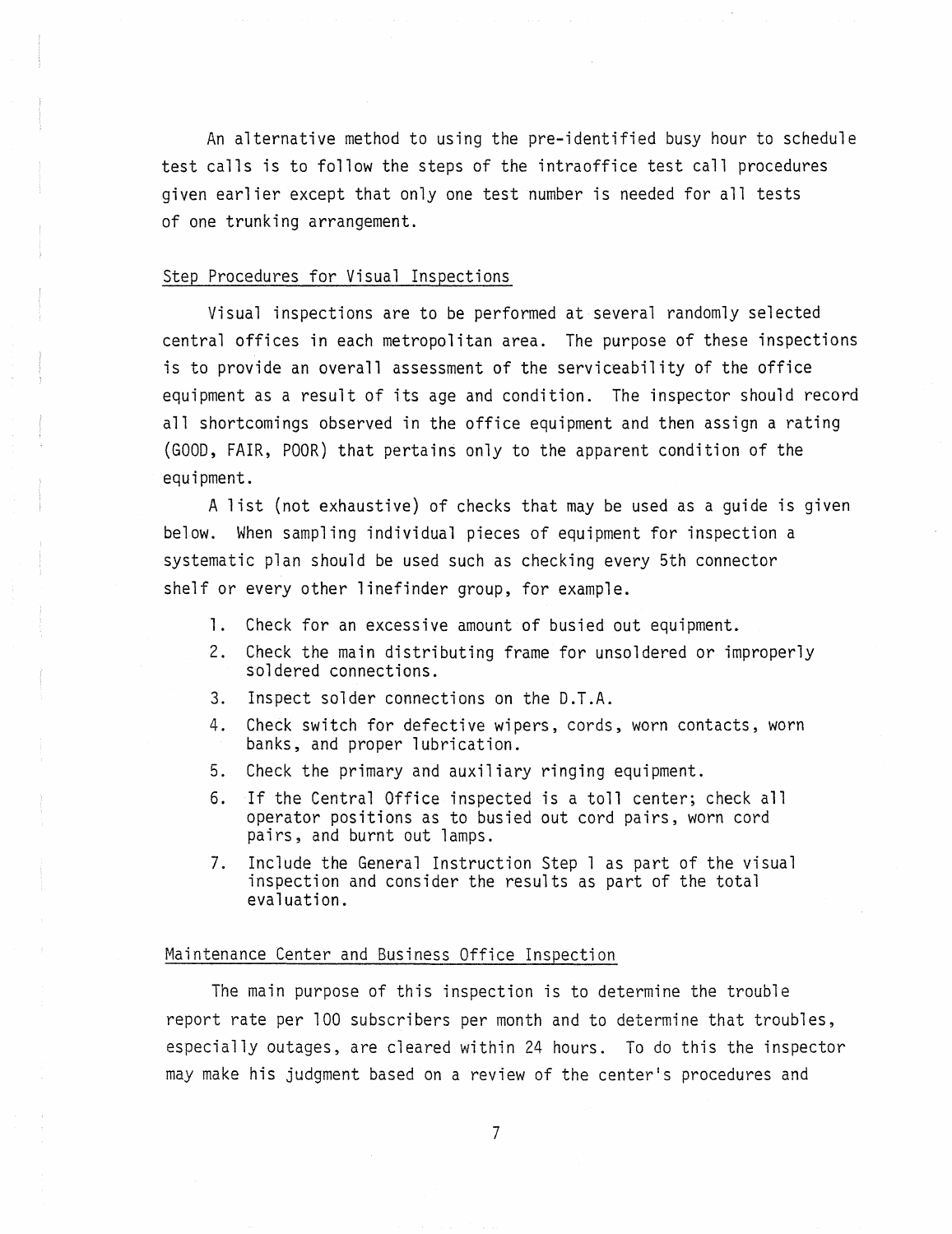An alternative method to using the pre-identified busy hour to schedule test calls is to follow the steps of the intraoffice test call procedures given earlier except that only one test number is needed for all tests of one trunking arrangement.

## Step Procedures for Visual Inspections

Visual inspections are to be performed at several randomly selected central offices in each metropolitan area. The purpose of these inspections is to provide an overall assessment of the serviceability of the office equipment as a result of its age and condition. The inspector should record all shortcomings observed in the office equipment and then assign a rating (GOOD, FAIR, POOR) that pertains only to the apparent condition of the equipment.

A list (not exhaustive) of checks that may be used as a guide is given below. When sampling individual pieces of equipment for inspection a systematic plan should be used such as checking every 5th connector shelf or every other linefinder group, for example.

1. Check for an excessive amount of busied out equipment.
2. Check the main distributing frame for unsoldered or improperly soldered connections.
3. Inspect solder connections on the D.T.A.
4. Check switch for defective wipers, cords, worn contacts, worn banks, and proper lubrication.
5. Check the primary and auxiliary ringing equipment.
6. If the Central Office inspected is a toll center; check all operator positions as to busied out cord pairs, worn cord pairs, and burnt out lamps.
7. Include the General Instruction Step 1 as part of the visual inspection and consider the results as part of the total evaluation.

## Maintenance Center and Business Office Inspection

The main purpose of this inspection is to determine the trouble report rate per 100 subscribers per month and to determine that troubles, especially outages, are cleared within 24 hours. To do this the inspector may make his judgment based on a review of the center's procedures and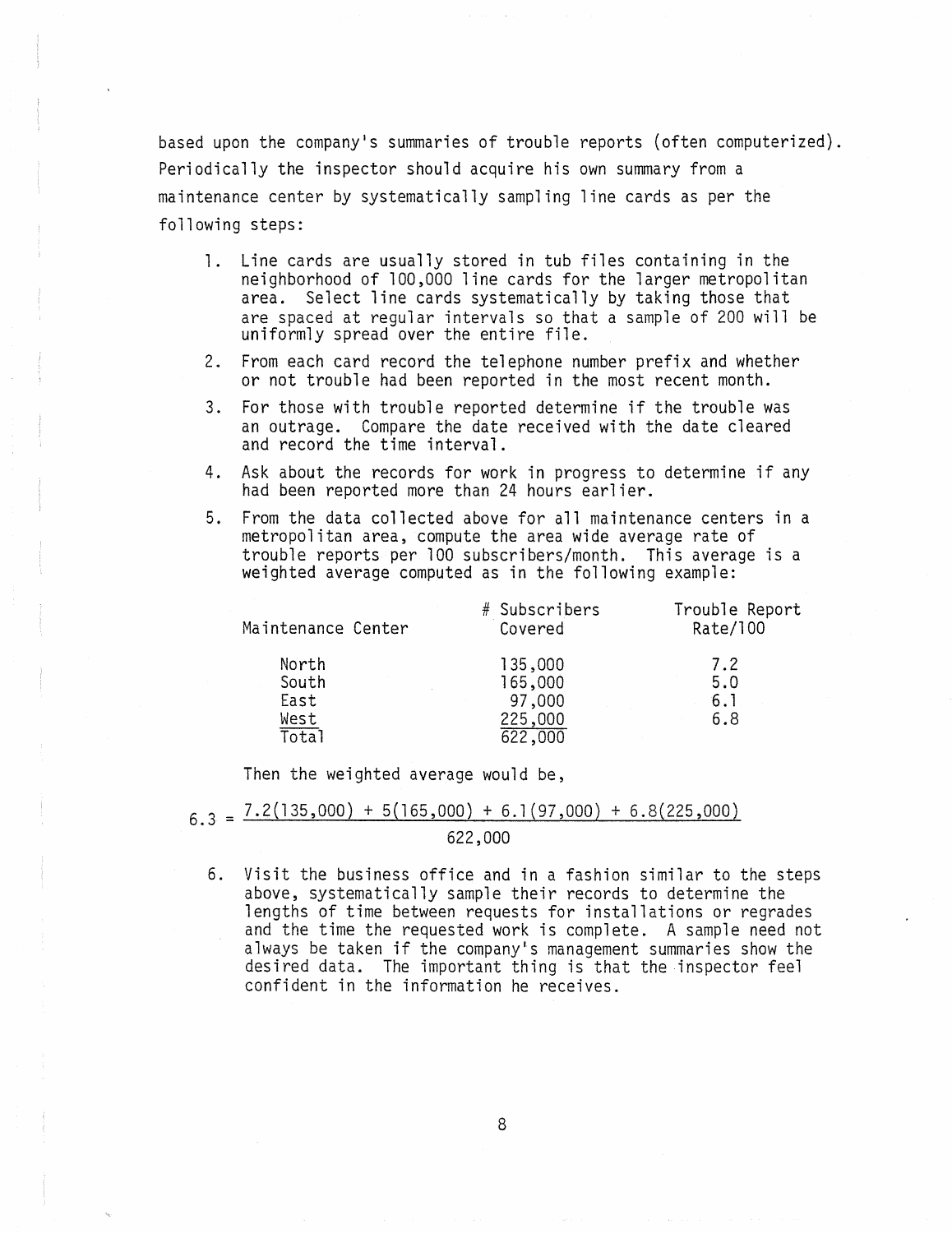based upon the company's summaries of trouble reports (often computerized). Periodically the inspector should acquire his own summary from a maintenance center by systematically sampling line cards as per the following steps:

1. Line cards are usually stored in tub files containing in the neighborhood of 100,000 line cards for the larger metropolitan area. Select line cards systematically by taking those that are spaced at regular intervals so that a sample of 200 will be uniformly spread over the entire file.
2. From each card record the telephone number prefix and whether or not trouble had been reported in the most recent month.
3. For those with trouble reported determine if the trouble was an outrage. Compare the date received with the date cleared and record the time interval.
4. Ask about the records for work in progress to determine if any had been reported more than 24 hours earlier.
5. From the data collected above for all maintenance centers in a metropolitan area, compute the area wide average rate of trouble reports per 100 subscribers/month. This average is a weighted average computed as in the following example:

| Maintenance Center | # Subscribers Covered | Trouble Report Rate/100 |
|---|---|---|
| North | 135,000 | 7.2 |
| South | 165,000 | 5.0 |
| East | 97,000 | 6.1 |
| West | 225,000 | 6.8 |
| Total | 622,000 | |

Then the weighted average would be,

$$6.3 = \frac{7.2(135{,}000) + 5(165{,}000) + 6.1(97{,}000) + 6.8(225{,}000)}{622{,}000}$$

6. Visit the business office and in a fashion similar to the steps above, systematically sample their records to determine the lengths of time between requests for installations or regrades and the time the requested work is complete. A sample need not always be taken if the company's management summaries show the desired data. The important thing is that the inspector feel confident in the information he receives.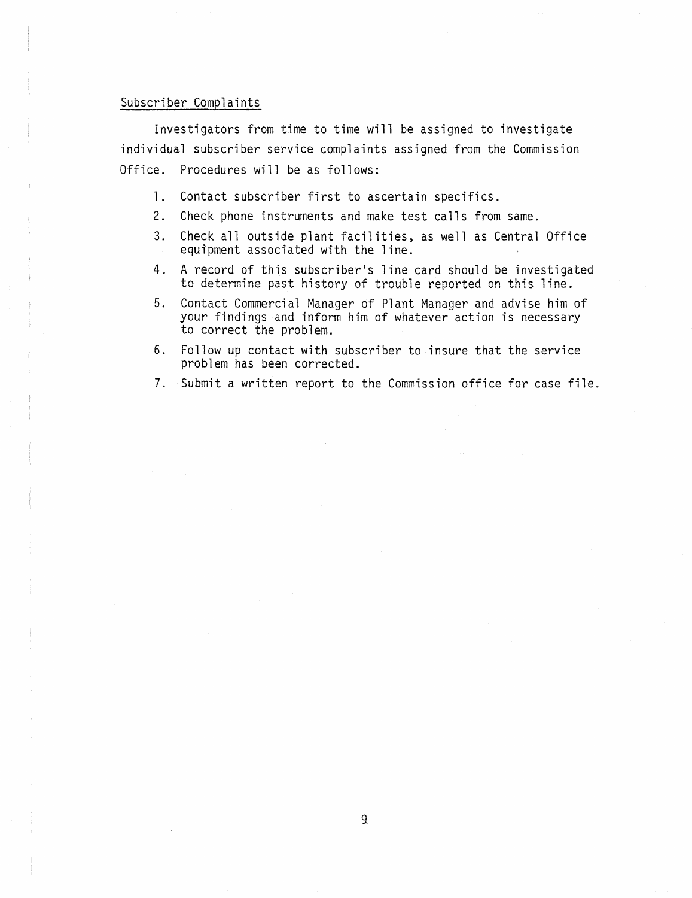## Subscriber Complaints

Investigators from time to time will be assigned to investigate individual subscriber service complaints assigned from the Commission Office. Procedures will be as follows:

1. Contact subscriber first to ascertain specifics.
2. Check phone instruments and make test calls from same.
3. Check all outside plant facilities, as well as Central Office equipment associated with the line.
4. A record of this subscriber's line card should be investigated to determine past history of trouble reported on this line.
5. Contact Commercial Manager of Plant Manager and advise him of your findings and inform him of whatever action is necessary to correct the problem.
6. Follow up contact with subscriber to insure that the service problem has been corrected.
7. Submit a written report to the Commission office for case file.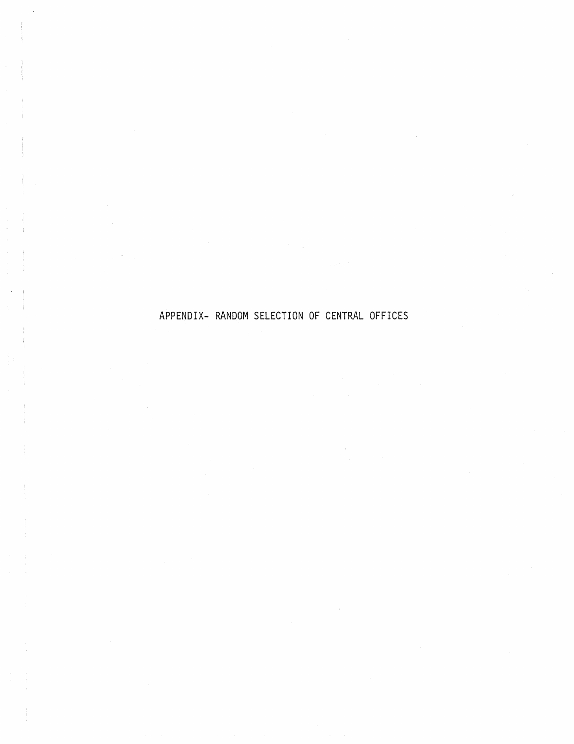# APPENDIX- RANDOM SELECTION OF CENTRAL OFFICES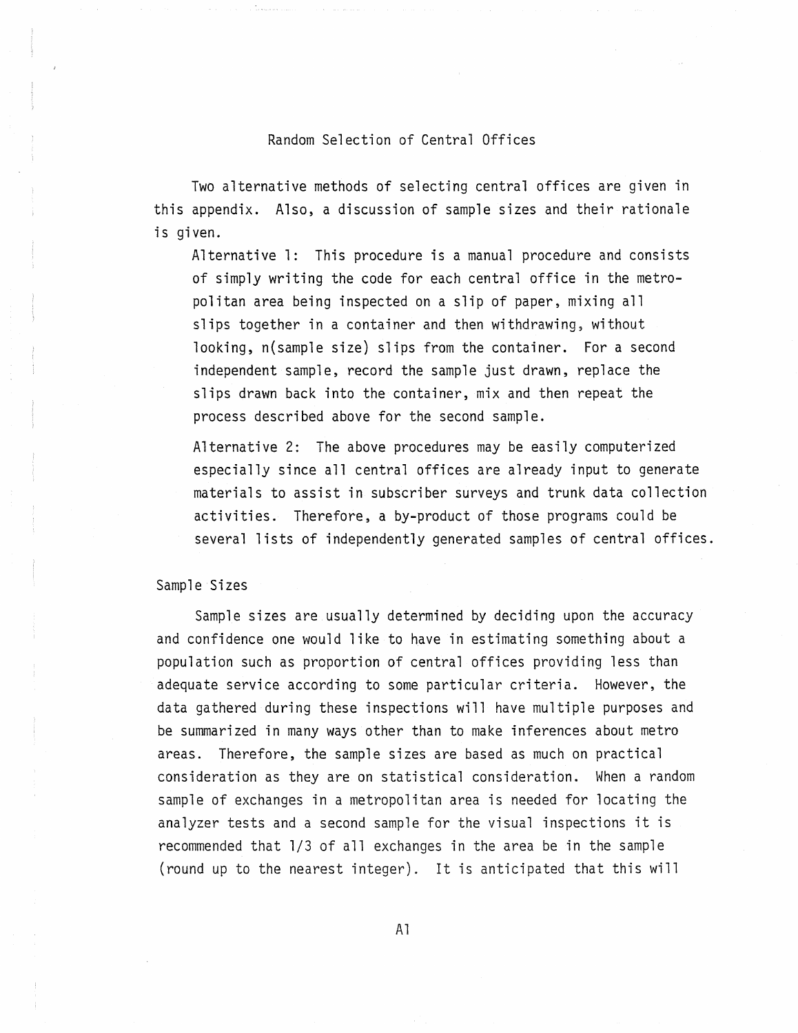## Random Selection of Central Offices

Two alternative methods of selecting central offices are given in this appendix. Also, a discussion of sample sizes and their rationale is given.

Alternative 1: This procedure is a manual procedure and consists of simply writing the code for each central office in the metropolitan area being inspected on a slip of paper, mixing all slips together in a container and then withdrawing, without looking, n(sample size) slips from the container. For a second independent sample, record the sample just drawn, replace the slips drawn back into the container, mix and then repeat the process described above for the second sample.

Alternative 2: The above procedures may be easily computerized especially since all central offices are already input to generate materials to assist in subscriber surveys and trunk data collection activities. Therefore, a by-product of those programs could be several lists of independently generated samples of central offices.

### Sample Sizes

Sample sizes are usually determined by deciding upon the accuracy and confidence one would like to have in estimating something about a population such as proportion of central offices providing less than adequate service according to some particular criteria. However, the data gathered during these inspections will have multiple purposes and be summarized in many ways other than to make inferences about metro areas. Therefore, the sample sizes are based as much on practical consideration as they are on statistical consideration. When a random sample of exchanges in a metropolitan area is needed for locating the analyzer tests and a second sample for the visual inspections it is recommended that 1/3 of all exchanges in the area be in the sample (round up to the nearest integer). It is anticipated that this will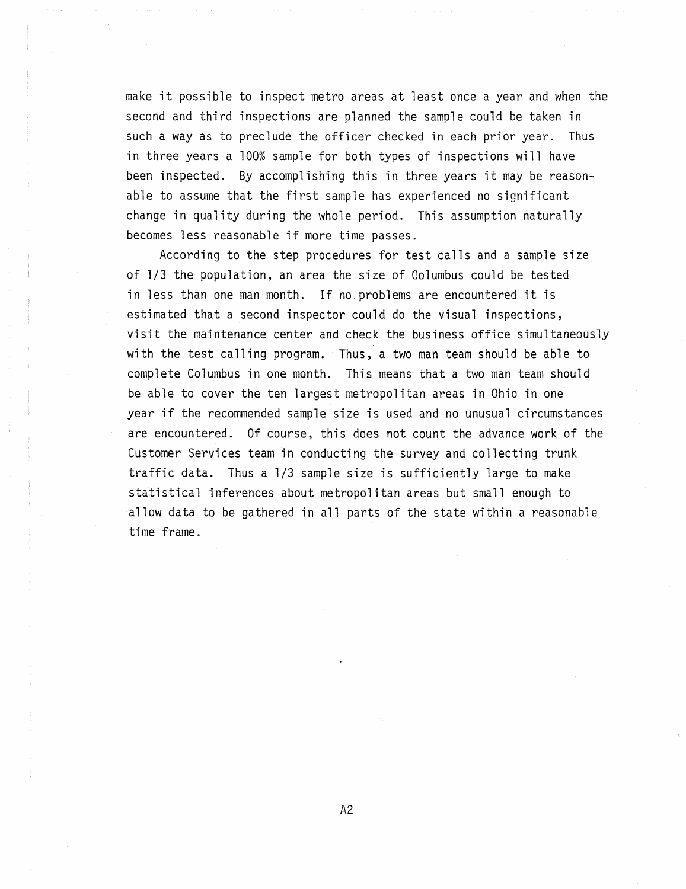make it possible to inspect metro areas at least once a year and when the second and third inspections are planned the sample could be taken in such a way as to preclude the officer checked in each prior year. Thus in three years a 100% sample for both types of inspections will have been inspected. By accomplishing this in three years it may be reasonable to assume that the first sample has experienced no significant change in quality during the whole period. This assumption naturally becomes less reasonable if more time passes.

According to the step procedures for test calls and a sample size of 1/3 the population, an area the size of Columbus could be tested in less than one man month. If no problems are encountered it is estimated that a second inspector could do the visual inspections, visit the maintenance center and check the business office simultaneously with the test calling program. Thus, a two man team should be able to complete Columbus in one month. This means that a two man team should be able to cover the ten largest metropolitan areas in Ohio in one year if the recommended sample size is used and no unusual circumstances are encountered. Of course, this does not count the advance work of the Customer Services team in conducting the survey and collecting trunk traffic data. Thus a 1/3 sample size is sufficiently large to make statistical inferences about metropolitan areas but small enough to allow data to be gathered in all parts of the state within a reasonable time frame.